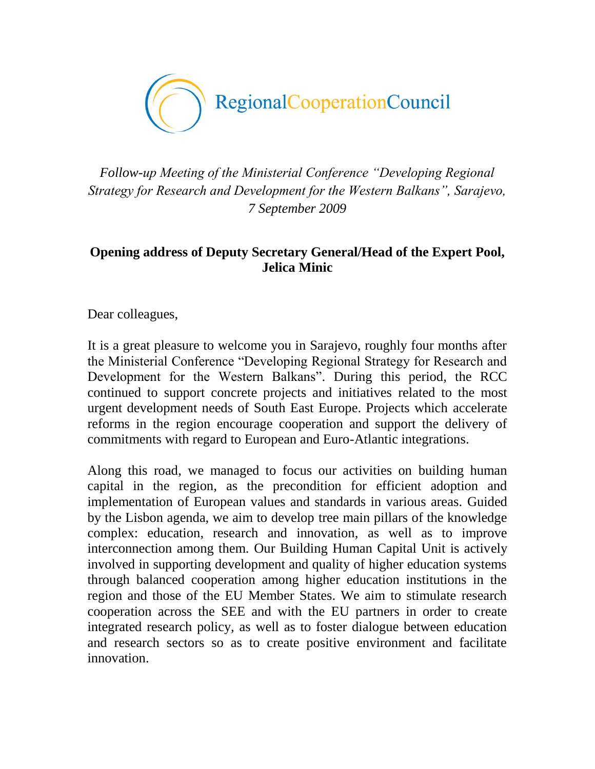RegionalCooperationCouncil

*Follow-up Meeting of the Ministerial Conference "Developing Regional Strategy for Research and Development for the Western Balkans", Sarajevo, 7 September 2009*

**Opening address of Deputy Secretary General/Head of the Expert Pool, Jelica Minic**

Dear colleagues,

It is a great pleasure to welcome you in Sarajevo, roughly four months after the Ministerial Conference "Developing Regional Strategy for Research and Development for the Western Balkans". During this period, the RCC continued to support concrete projects and initiatives related to the most urgent development needs of South East Europe. Projects which accelerate reforms in the region encourage cooperation and support the delivery of commitments with regard to European and Euro-Atlantic integrations.

Along this road, we managed to focus our activities on building human capital in the region, as the precondition for efficient adoption and implementation of European values and standards in various areas. Guided by the Lisbon agenda, we aim to develop tree main pillars of the knowledge complex: education, research and innovation, as well as to improve interconnection among them. Our Building Human Capital Unit is actively involved in supporting development and quality of higher education systems through balanced cooperation among higher education institutions in the region and those of the EU Member States. We aim to stimulate research cooperation across the SEE and with the EU partners in order to create integrated research policy, as well as to foster dialogue between education and research sectors so as to create positive environment and facilitate innovation.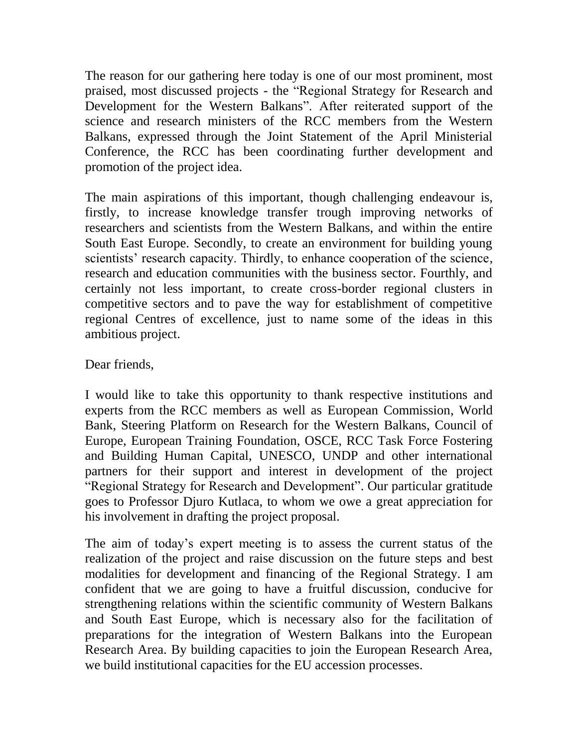The reason for our gathering here today is one of our most prominent, most praised, most discussed projects - the "Regional Strategy for Research and Development for the Western Balkans". After reiterated support of the science and research ministers of the RCC members from the Western Balkans, expressed through the Joint Statement of the April Ministerial Conference, the RCC has been coordinating further development and promotion of the project idea.

The main aspirations of this important, though challenging endeavour is, firstly, to increase knowledge transfer trough improving networks of researchers and scientists from the Western Balkans, and within the entire South East Europe. Secondly, to create an environment for building young scientists' research capacity. Thirdly, to enhance cooperation of the science, research and education communities with the business sector. Fourthly, and certainly not less important, to create cross-border regional clusters in competitive sectors and to pave the way for establishment of competitive regional Centres of excellence, just to name some of the ideas in this ambitious project.

Dear friends,

I would like to take this opportunity to thank respective institutions and experts from the RCC members as well as European Commission, World Bank, Steering Platform on Research for the Western Balkans, Council of Europe, European Training Foundation, OSCE, RCC Task Force Fostering and Building Human Capital, UNESCO, UNDP and other international partners for their support and interest in development of the project "Regional Strategy for Research and Development". Our particular gratitude goes to Professor Djuro Kutlaca, to whom we owe a great appreciation for his involvement in drafting the project proposal.

The aim of today's expert meeting is to assess the current status of the realization of the project and raise discussion on the future steps and best modalities for development and financing of the Regional Strategy. I am confident that we are going to have a fruitful discussion, conducive for strengthening relations within the scientific community of Western Balkans and South East Europe, which is necessary also for the facilitation of preparations for the integration of Western Balkans into the European Research Area. By building capacities to join the European Research Area, we build institutional capacities for the EU accession processes.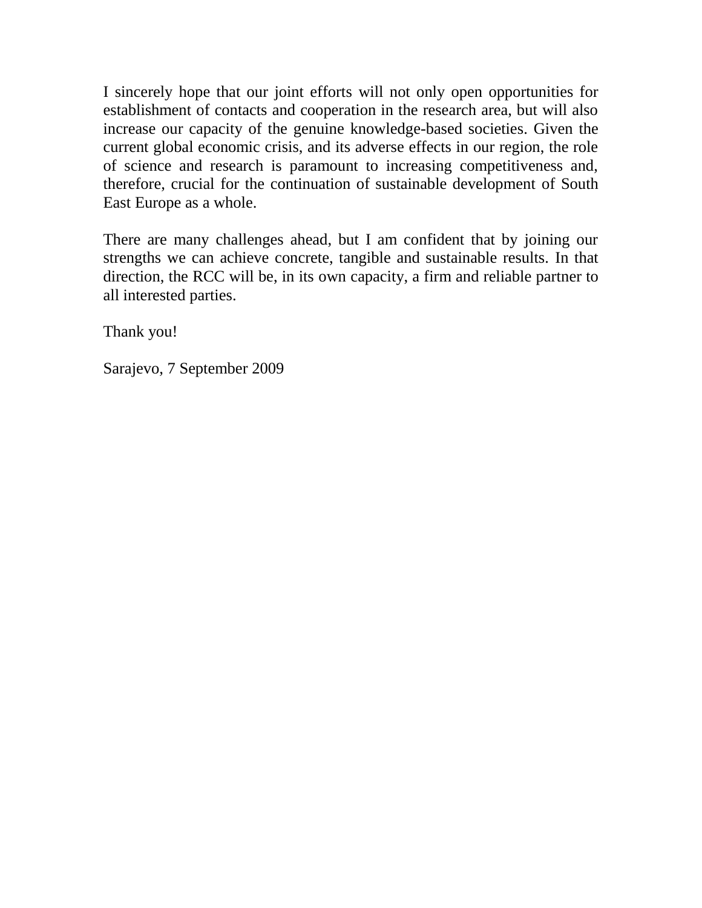I sincerely hope that our joint efforts will not only open opportunities for establishment of contacts and cooperation in the research area, but will also increase our capacity of the genuine knowledge-based societies. Given the current global economic crisis, and its adverse effects in our region, the role of science and research is paramount to increasing competitiveness and, therefore, crucial for the continuation of sustainable development of South East Europe as a whole.

There are many challenges ahead, but I am confident that by joining our strengths we can achieve concrete, tangible and sustainable results. In that direction, the RCC will be, in its own capacity, a firm and reliable partner to all interested parties.

Thank you!

Sarajevo, 7 September 2009